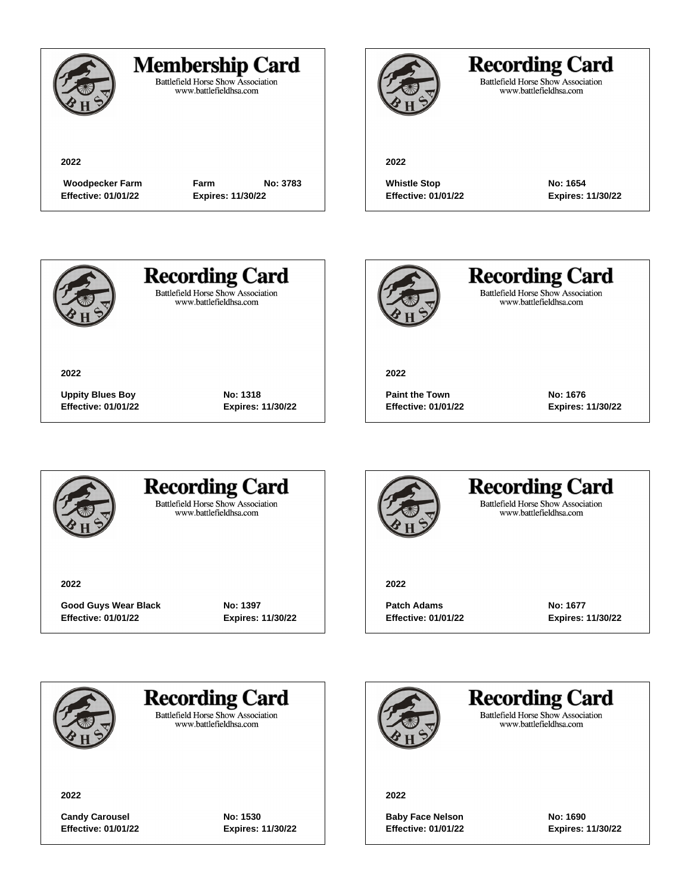# Membership Card

Battlefield Horse Show Association
www.battlefieldhsa.com

**2022**

**Woodpecker Farm** **Farm** **No: 3783**
**Effective: 01/01/22** **Expires: 11/30/22**

# Recording Card

Battlefield Horse Show Association
www.battlefieldhsa.com

**2022**

**Whistle Stop** **No: 1654**
**Effective: 01/01/22** **Expires: 11/30/22**

# Recording Card

Battlefield Horse Show Association
www.battlefieldhsa.com

**2022**

**Uppity Blues Boy** **No: 1318**
**Effective: 01/01/22** **Expires: 11/30/22**

# Recording Card

Battlefield Horse Show Association
www.battlefieldhsa.com

**2022**

**Paint the Town** **No: 1676**
**Effective: 01/01/22** **Expires: 11/30/22**

# Recording Card

Battlefield Horse Show Association
www.battlefieldhsa.com

**2022**

**Good Guys Wear Black** **No: 1397**
**Effective: 01/01/22** **Expires: 11/30/22**

# Recording Card

Battlefield Horse Show Association
www.battlefieldhsa.com

**2022**

**Patch Adams** **No: 1677**
**Effective: 01/01/22** **Expires: 11/30/22**

# Recording Card

Battlefield Horse Show Association
www.battlefieldhsa.com

**2022**

**Candy Carousel** **No: 1530**
**Effective: 01/01/22** **Expires: 11/30/22**

# Recording Card

Battlefield Horse Show Association
www.battlefieldhsa.com

**2022**

**Baby Face Nelson** **No: 1690**
**Effective: 01/01/22** **Expires: 11/30/22**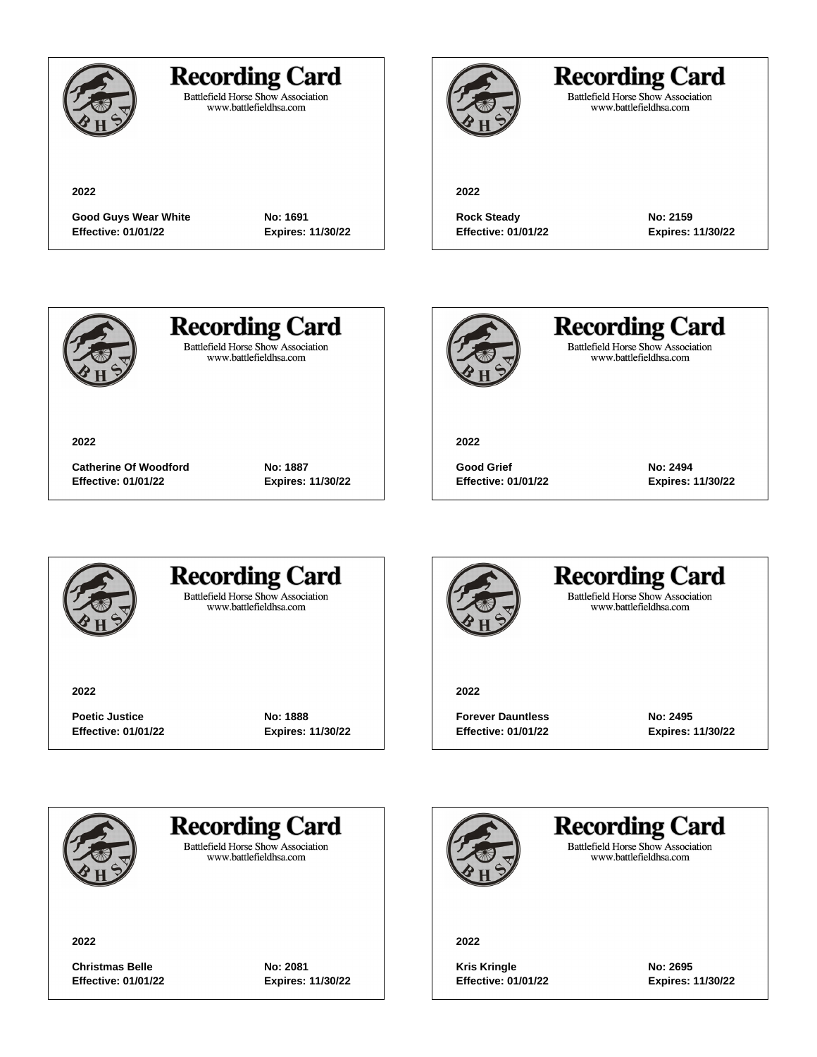## Recording Card

Battlefield Horse Show Association
www.battlefieldhsa.com

**2022**

**Good Guys Wear White** **No: 1691**
**Effective: 01/01/22** **Expires: 11/30/22**

## Recording Card

Battlefield Horse Show Association
www.battlefieldhsa.com

**2022**

**Rock Steady** **No: 2159**
**Effective: 01/01/22** **Expires: 11/30/22**

## Recording Card

Battlefield Horse Show Association
www.battlefieldhsa.com

**2022**

**Catherine Of Woodford** **No: 1887**
**Effective: 01/01/22** **Expires: 11/30/22**

## Recording Card

Battlefield Horse Show Association
www.battlefieldhsa.com

**2022**

**Good Grief** **No: 2494**
**Effective: 01/01/22** **Expires: 11/30/22**

## Recording Card

Battlefield Horse Show Association
www.battlefieldhsa.com

**2022**

**Poetic Justice** **No: 1888**
**Effective: 01/01/22** **Expires: 11/30/22**

## Recording Card

Battlefield Horse Show Association
www.battlefieldhsa.com

**2022**

**Forever Dauntless** **No: 2495**
**Effective: 01/01/22** **Expires: 11/30/22**

## Recording Card

Battlefield Horse Show Association
www.battlefieldhsa.com

**2022**

**Christmas Belle** **No: 2081**
**Effective: 01/01/22** **Expires: 11/30/22**

## Recording Card

Battlefield Horse Show Association
www.battlefieldhsa.com

**2022**

**Kris Kringle** **No: 2695**
**Effective: 01/01/22** **Expires: 11/30/22**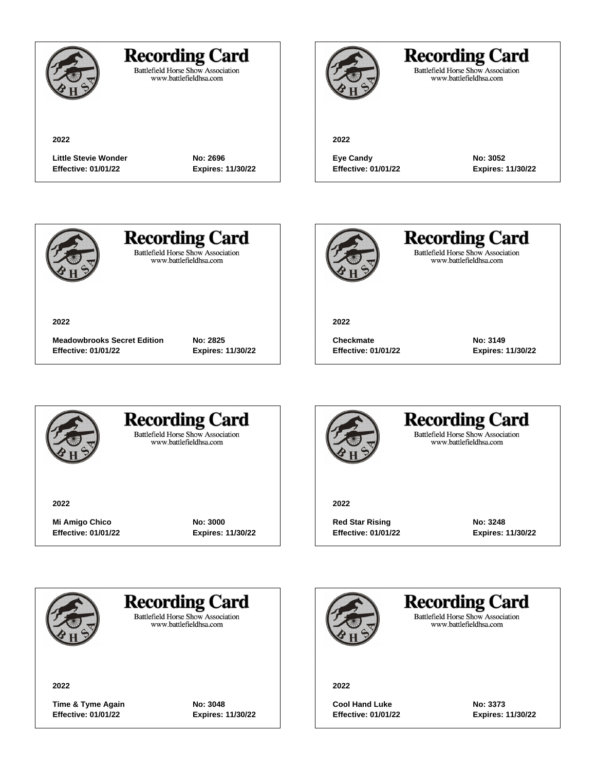## Recording Card

Battlefield Horse Show Association
www.battlefieldhsa.com

**2022**

**Little Stevie Wonder** **No: 2696**
**Effective: 01/01/22** **Expires: 11/30/22**

## Recording Card

Battlefield Horse Show Association
www.battlefieldhsa.com

**2022**

**Eye Candy** **No: 3052**
**Effective: 01/01/22** **Expires: 11/30/22**

## Recording Card

Battlefield Horse Show Association
www.battlefieldhsa.com

**2022**

**Meadowbrooks Secret Edition** **No: 2825**
**Effective: 01/01/22** **Expires: 11/30/22**

## Recording Card

Battlefield Horse Show Association
www.battlefieldhsa.com

**2022**

**Checkmate** **No: 3149**
**Effective: 01/01/22** **Expires: 11/30/22**

## Recording Card

Battlefield Horse Show Association
www.battlefieldhsa.com

**2022**

**Mi Amigo Chico** **No: 3000**
**Effective: 01/01/22** **Expires: 11/30/22**

## Recording Card

Battlefield Horse Show Association
www.battlefieldhsa.com

**2022**

**Red Star Rising** **No: 3248**
**Effective: 01/01/22** **Expires: 11/30/22**

## Recording Card

Battlefield Horse Show Association
www.battlefieldhsa.com

**2022**

**Time & Tyme Again** **No: 3048**
**Effective: 01/01/22** **Expires: 11/30/22**

## Recording Card

Battlefield Horse Show Association
www.battlefieldhsa.com

**2022**

**Cool Hand Luke** **No: 3373**
**Effective: 01/01/22** **Expires: 11/30/22**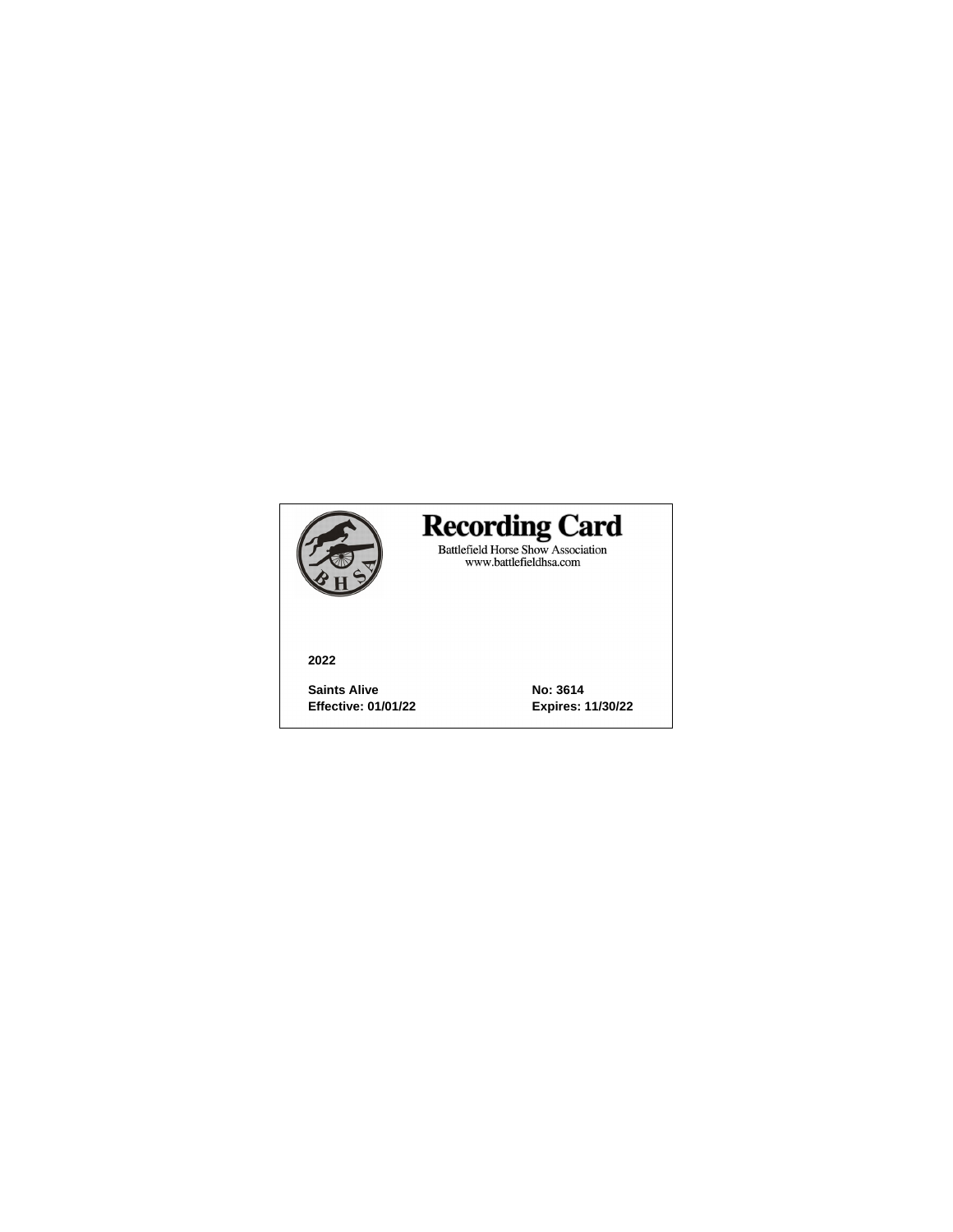# Recording Card

Battlefield Horse Show Association
www.battlefieldhsa.com

**2022**

**Saints Alive**
**Effective: 01/01/22**

**No: 3614**
**Expires: 11/30/22**